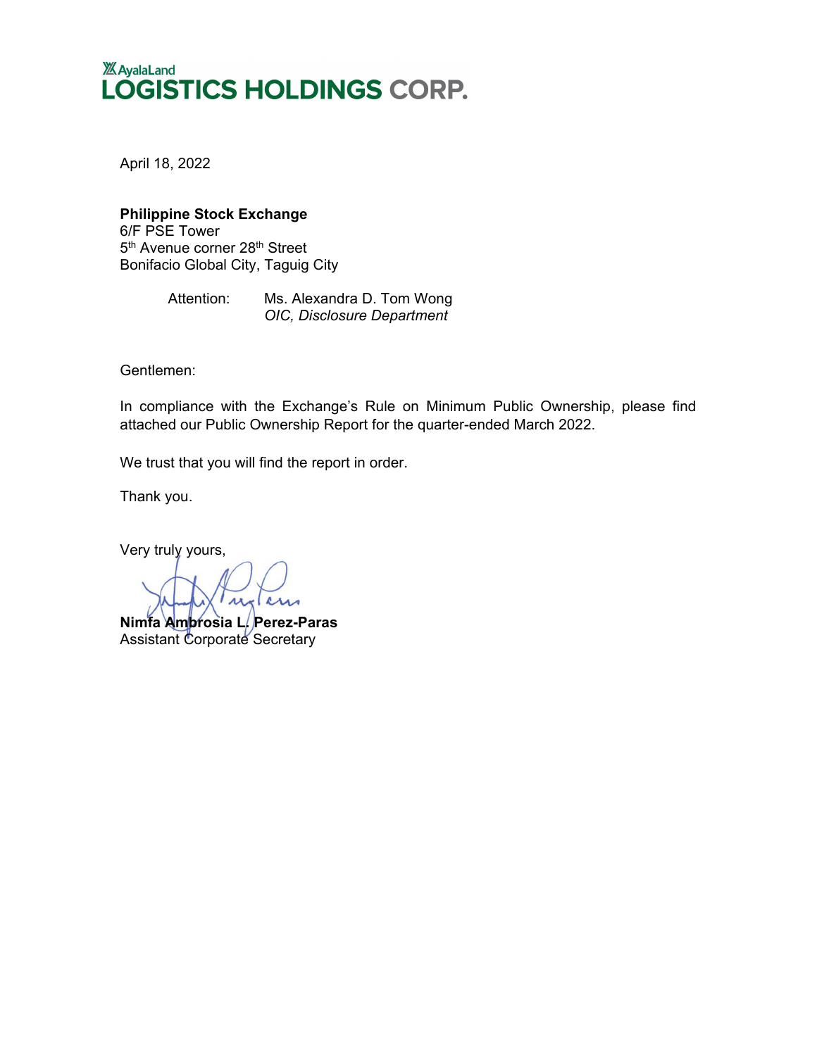AyalaLand
**LOGISTICS HOLDINGS CORP.**

April 18, 2022

**Philippine Stock Exchange**
6/F PSE Tower
5th Avenue corner 28th Street
Bonifacio Global City, Taguig City

Attention: Ms. Alexandra D. Tom Wong
*OIC, Disclosure Department*

Gentlemen:

In compliance with the Exchange's Rule on Minimum Public Ownership, please find attached our Public Ownership Report for the quarter-ended March 2022.

We trust that you will find the report in order.

Thank you.

Very truly yours,

**Nimfa Ambrosia L. Perez-Paras**
Assistant Corporate Secretary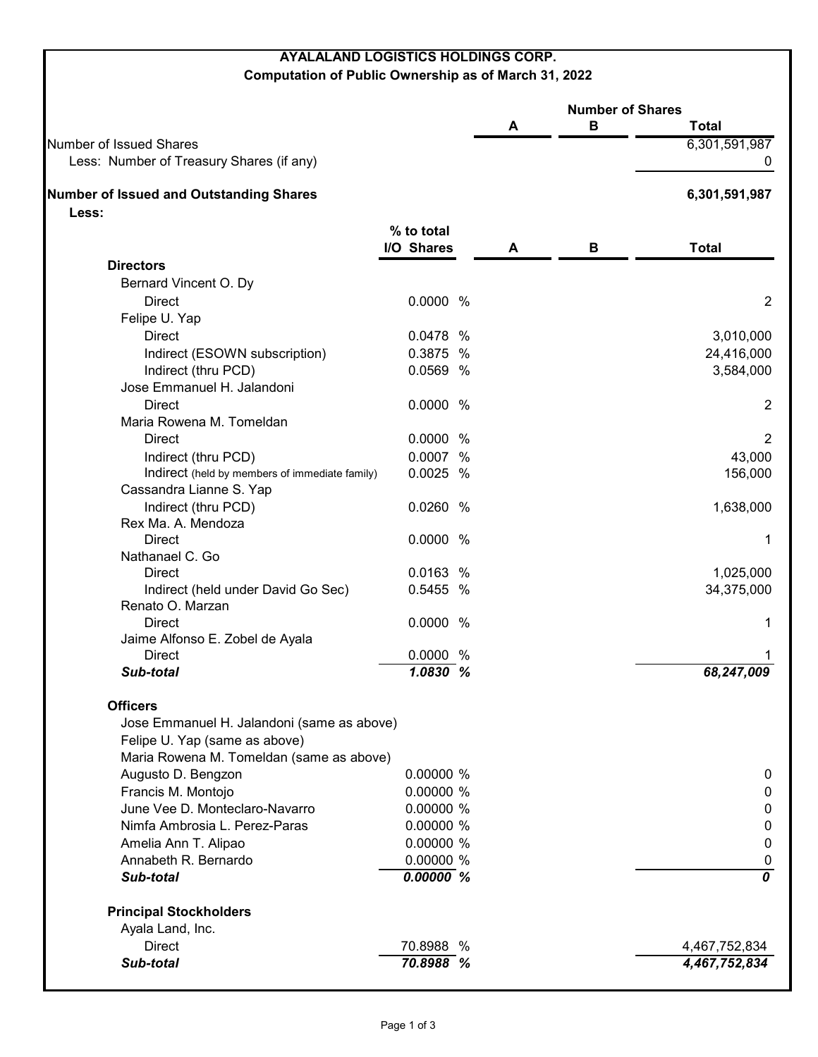**AYALALAND LOGISTICS HOLDINGS CORP.**

**Computation of Public Ownership as of March 31, 2022**

| | | Number of Shares | | |
|---|---|---|---|---|
| | | A | B | Total |
| Number of Issued Shares | | | | 6,301,591,987 |
| Less: Number of Treasury Shares (if any) | | | | 0 |
| **Number of Issued and Outstanding Shares** | | | | **6,301,591,987** |
| **Less:** | | | | |
| | **% to total I/O Shares** | **A** | **B** | **Total** |
| **Directors** | | | | |
| Bernard Vincent O. Dy | | | | |
| Direct | 0.0000 % | | | 2 |
| Felipe U. Yap | | | | |
| Direct | 0.0478 % | | | 3,010,000 |
| Indirect (ESOWN subscription) | 0.3875 % | | | 24,416,000 |
| Indirect (thru PCD) | 0.0569 % | | | 3,584,000 |
| Jose Emmanuel H. Jalandoni | | | | |
| Direct | 0.0000 % | | | 2 |
| Maria Rowena M. Tomeldan | | | | |
| Direct | 0.0000 % | | | 2 |
| Indirect (thru PCD) | 0.0007 % | | | 43,000 |
| Indirect (held by members of immediate family) | 0.0025 % | | | 156,000 |
| Cassandra Lianne S. Yap | | | | |
| Indirect (thru PCD) | 0.0260 % | | | 1,638,000 |
| Rex Ma. A. Mendoza | | | | |
| Direct | 0.0000 % | | | 1 |
| Nathanael C. Go | | | | |
| Direct | 0.0163 % | | | 1,025,000 |
| Indirect (held under David Go Sec) | 0.5455 % | | | 34,375,000 |
| Renato O. Marzan | | | | |
| Direct | 0.0000 % | | | 1 |
| Jaime Alfonso E. Zobel de Ayala | | | | |
| Direct | 0.0000 % | | | 1 |
| ***Sub-total*** | ***1.0830 %*** | | | ***68,247,009*** |
| **Officers** | | | | |
| Jose Emmanuel H. Jalandoni (same as above) | | | | |
| Felipe U. Yap (same as above) | | | | |
| Maria Rowena M. Tomeldan (same as above) | | | | |
| Augusto D. Bengzon | 0.00000 % | | | 0 |
| Francis M. Montojo | 0.00000 % | | | 0 |
| June Vee D. Monteclaro-Navarro | 0.00000 % | | | 0 |
| Nimfa Ambrosia L. Perez-Paras | 0.00000 % | | | 0 |
| Amelia Ann T. Alipao | 0.00000 % | | | 0 |
| Annabeth R. Bernardo | 0.00000 % | | | 0 |
| ***Sub-total*** | ***0.00000 %*** | | | ***0*** |
| **Principal Stockholders** | | | | |
| Ayala Land, Inc. | | | | |
| Direct | 70.8988 % | | | 4,467,752,834 |
| ***Sub-total*** | ***70.8988 %*** | | | ***4,467,752,834*** |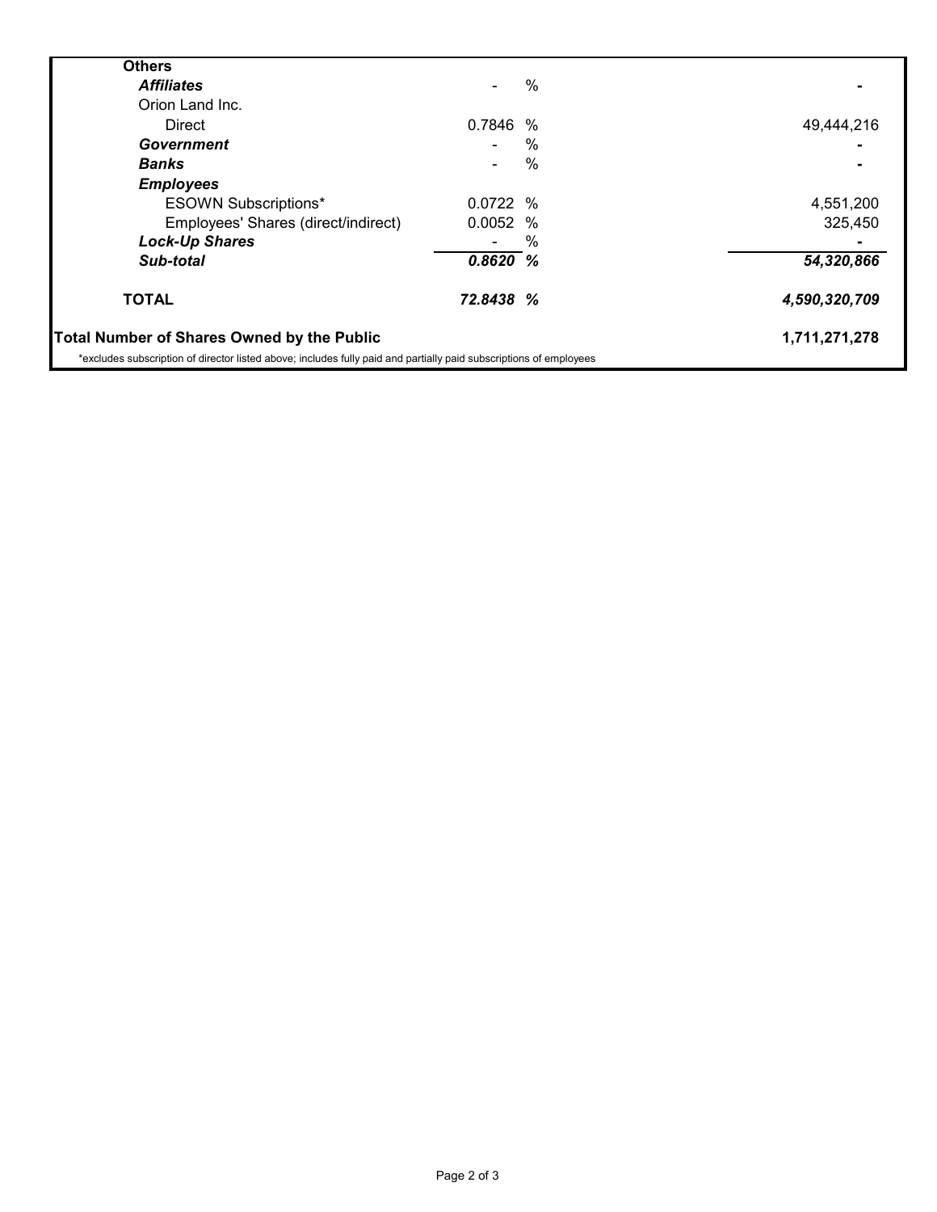| | | |
|---|---|---|
| **Others** | | |
| ***Affiliates*** | - % | - |
| Orion Land Inc. | | |
| Direct | 0.7846 % | 49,444,216 |
| ***Government*** | - % | - |
| ***Banks*** | - % | - |
| ***Employees*** | | |
| ESOWN Subscriptions* | 0.0722 % | 4,551,200 |
| Employees' Shares (direct/indirect) | 0.0052 % | 325,450 |
| ***Lock-Up Shares*** | - % | - |
| ***Sub-total*** | ***0.8620 %*** | ***54,320,866*** |
| **TOTAL** | ***72.8438 %*** | ***4,590,320,709*** |
| **Total Number of Shares Owned by the Public** | | **1,711,271,278** |

*excludes subscription of director listed above; includes fully paid and partially paid subscriptions of employees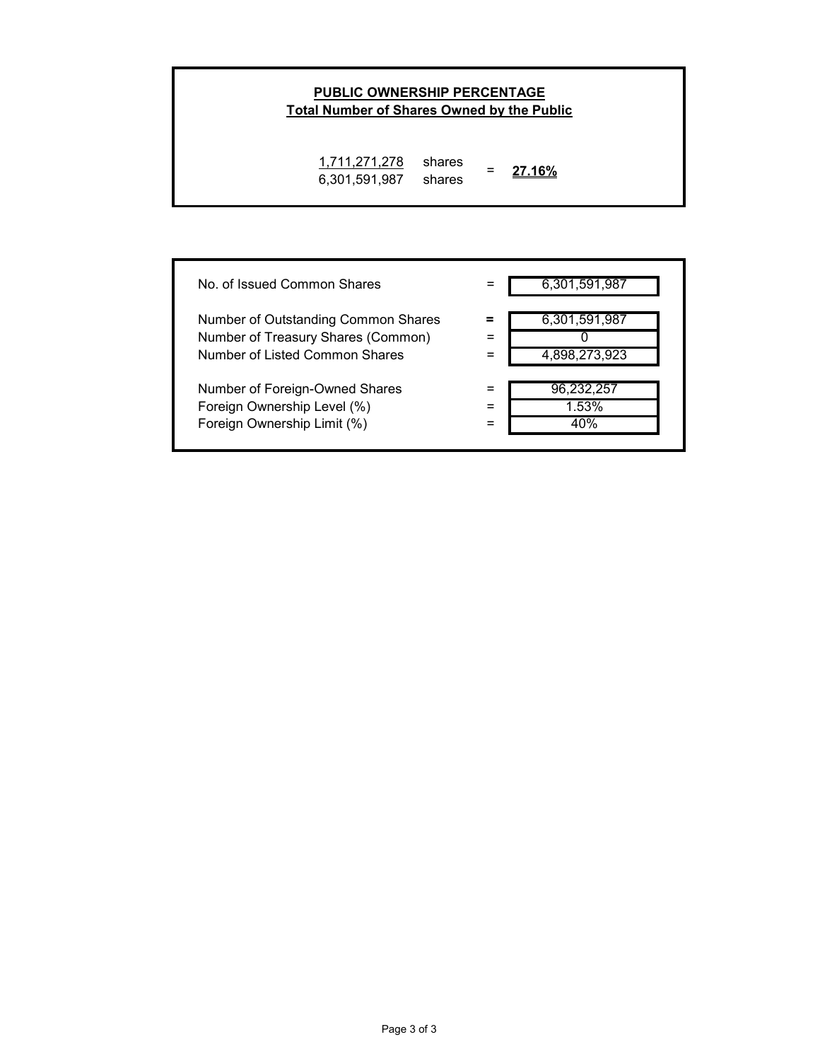**PUBLIC OWNERSHIP PERCENTAGE**

**Total Number of Shares Owned by the Public**

$$\frac{1,711,271,278 \text{ shares}}{6,301,591,987 \text{ shares}} = \underline{\mathbf{27.16\%}}$$

| | | |
|---|---|---|
| No. of Issued Common Shares | = | 6,301,591,987 |
| Number of Outstanding Common Shares | = | 6,301,591,987 |
| Number of Treasury Shares (Common) | = | 0 |
| Number of Listed Common Shares | = | 4,898,273,923 |
| Number of Foreign-Owned Shares | = | 96,232,257 |
| Foreign Ownership Level (%) | = | 1.53% |
| Foreign Ownership Limit (%) | = | 40% |